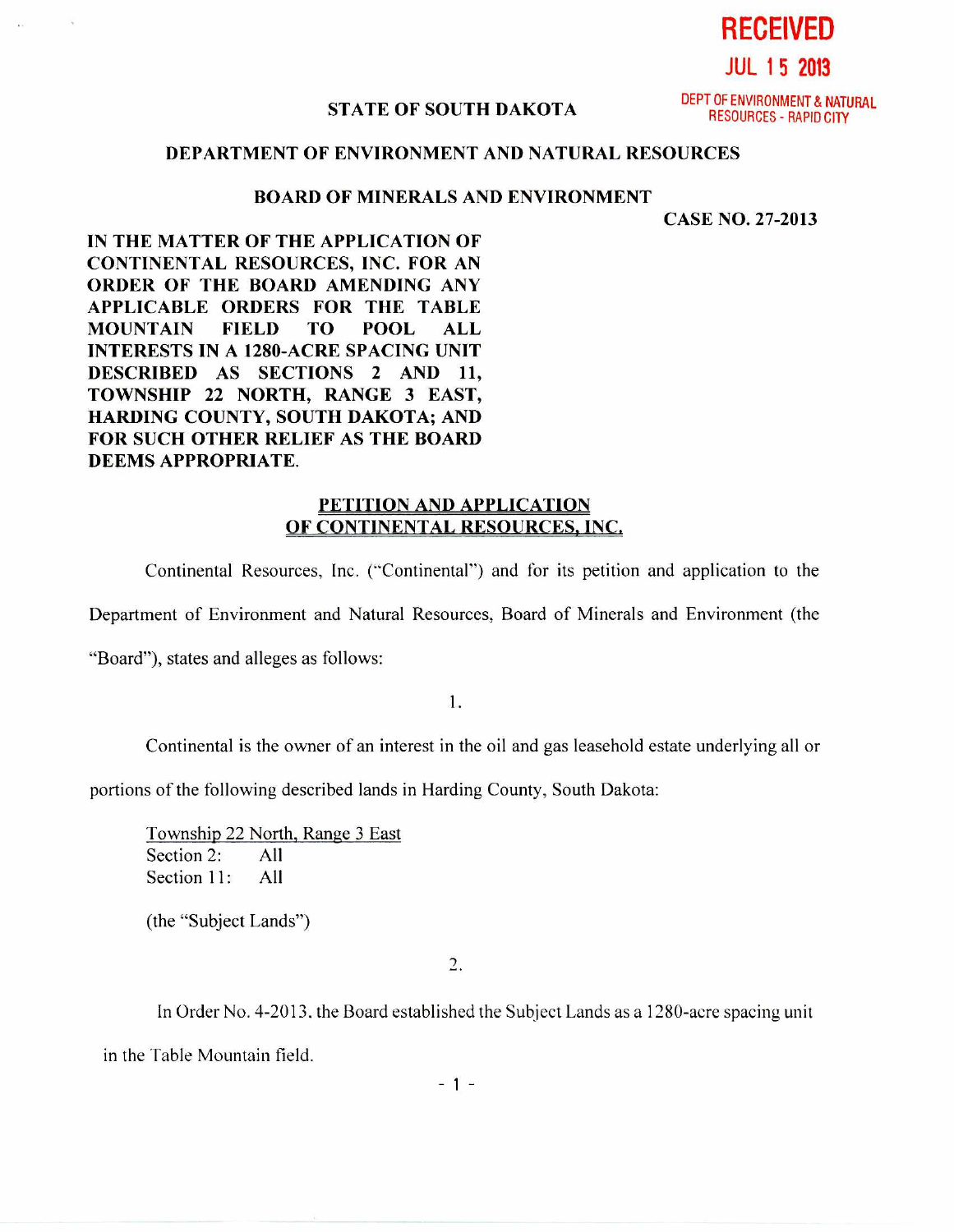**RECEIVED**

**JUL 15 2013**

DEPT OF ENVIRONMENT & NATURAL RESOURCES - RAPID CITY

**STATE OF SOUTH DAKOTA**

**DEPARTMENT OF ENVIRONMENT AND NATURAL RESOURCES**

**BOARD OF MINERALS AND ENVIRONMENT**

**CASE NO. 27-2013**

**IN THE MATTER OF THE APPLICATION OF CONTINENTAL RESOURCES, INC. FOR AN ORDER OF THE BOARD AMENDING ANY APPLICABLE ORDERS FOR THE TABLE MOUNTAIN FIELD TO POOL ALL INTERESTS IN A 1280-ACRE SPACING UNIT DESCRIBED AS SECTIONS 2 AND 11, TOWNSHIP 22 NORTH, RANGE 3 EAST, HARDING COUNTY, SOUTH DAKOTA; AND FOR SUCH OTHER RELIEF AS THE BOARD DEEMS APPROPRIATE.**

**PETITION AND APPLICATION OF CONTINENTAL RESOURCES, INC.**

Continental Resources, Inc. ("Continental") and for its petition and application to the Department of Environment and Natural Resources, Board of Minerals and Environment (the "Board"), states and alleges as follows:

1.

Continental is the owner of an interest in the oil and gas leasehold estate underlying all or portions of the following described lands in Harding County, South Dakota:

Township 22 North, Range 3 East
Section 2: All
Section 11: All

(the "Subject Lands")

2.

In Order No. 4-2013, the Board established the Subject Lands as a 1280-acre spacing unit in the Table Mountain field.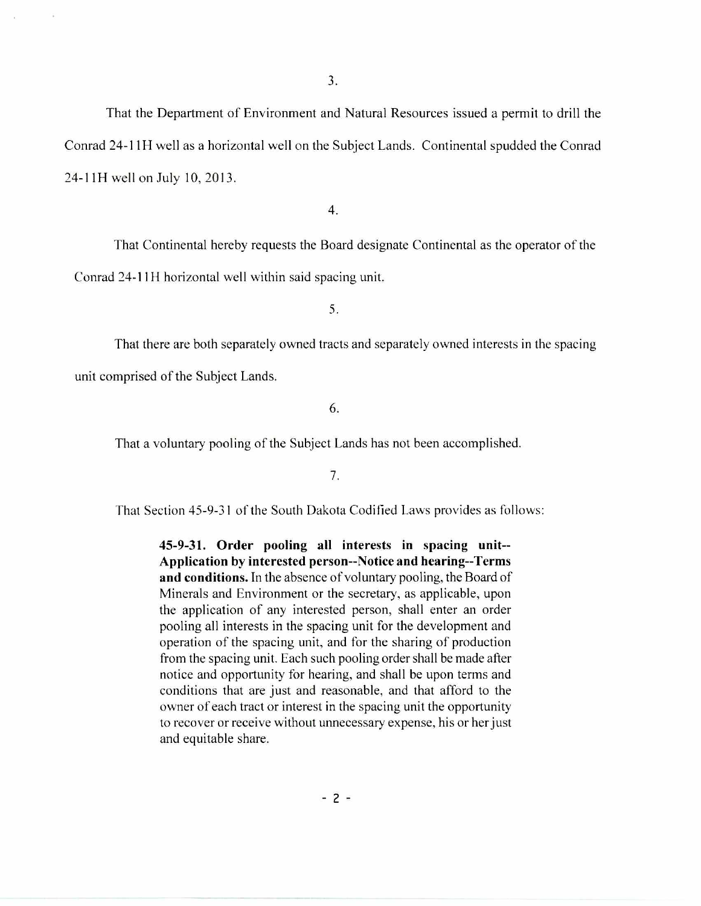3.

That the Department of Environment and Natural Resources issued a permit to drill the Conrad 24-11H well as a horizontal well on the Subject Lands. Continental spudded the Conrad 24-11H well on July 10, 2013.

4.

That Continental hereby requests the Board designate Continental as the operator of the Conrad 24-11H horizontal well within said spacing unit.

5.

That there are both separately owned tracts and separately owned interests in the spacing unit comprised of the Subject Lands.

6.

That a voluntary pooling of the Subject Lands has not been accomplished.

7.

That Section 45-9-31 of the South Dakota Codified Laws provides as follows:

> **45-9-31. Order pooling all interests in spacing unit--Application by interested person--Notice and hearing--Terms and conditions.** In the absence of voluntary pooling, the Board of Minerals and Environment or the secretary, as applicable, upon the application of any interested person, shall enter an order pooling all interests in the spacing unit for the development and operation of the spacing unit, and for the sharing of production from the spacing unit. Each such pooling order shall be made after notice and opportunity for hearing, and shall be upon terms and conditions that are just and reasonable, and that afford to the owner of each tract or interest in the spacing unit the opportunity to recover or receive without unnecessary expense, his or her just and equitable share.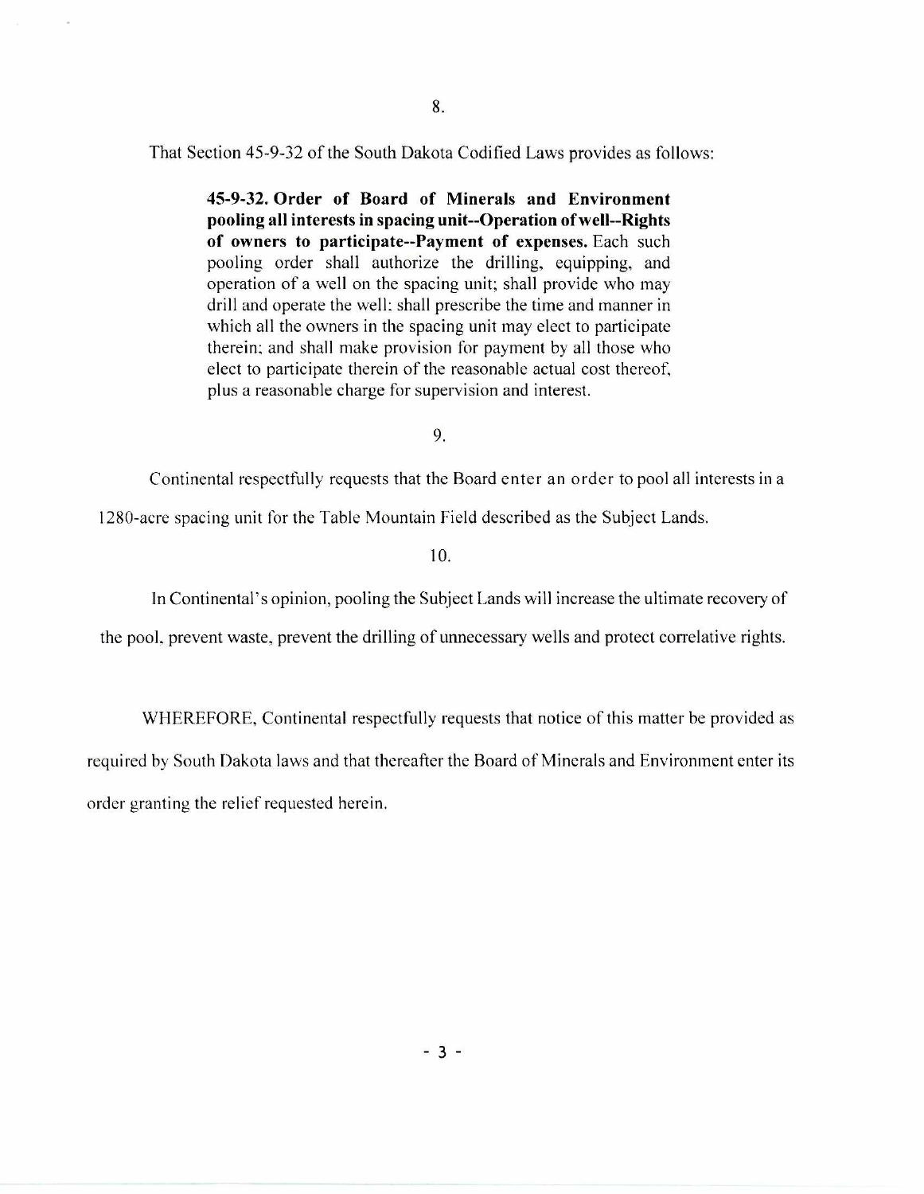8.

That Section 45-9-32 of the South Dakota Codified Laws provides as follows:

> **45-9-32. Order of Board of Minerals and Environment pooling all interests in spacing unit--Operation of well--Rights of owners to participate--Payment of expenses.** Each such pooling order shall authorize the drilling, equipping, and operation of a well on the spacing unit; shall provide who may drill and operate the well; shall prescribe the time and manner in which all the owners in the spacing unit may elect to participate therein; and shall make provision for payment by all those who elect to participate therein of the reasonable actual cost thereof, plus a reasonable charge for supervision and interest.

9.

Continental respectfully requests that the Board enter an order to pool all interests in a 1280-acre spacing unit for the Table Mountain Field described as the Subject Lands.

10.

In Continental's opinion, pooling the Subject Lands will increase the ultimate recovery of the pool, prevent waste, prevent the drilling of unnecessary wells and protect correlative rights.

WHEREFORE, Continental respectfully requests that notice of this matter be provided as required by South Dakota laws and that thereafter the Board of Minerals and Environment enter its order granting the relief requested herein.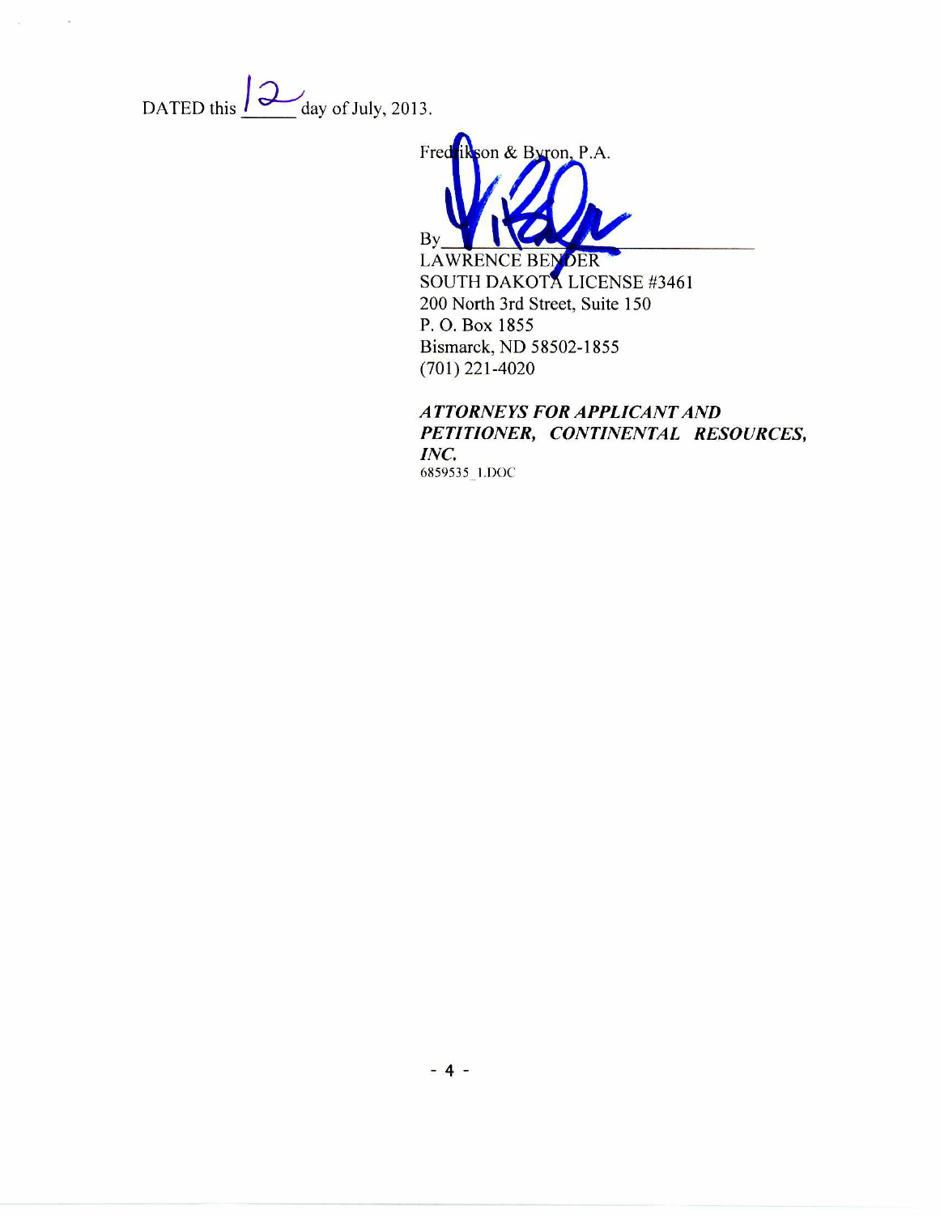DATED this 12 day of July, 2013.

Fredrikson & Byron, P.A.

By\_\_\_\_\_\_\_\_\_\_\_\_\_\_\_\_\_\_\_\_\_\_\_\_\_\_\_\_\_\_\_\_
LAWRENCE BENDER
SOUTH DAKOTA LICENSE #3461
200 North 3rd Street, Suite 150
P. O. Box 1855
Bismarck, ND 58502-1855
(701) 221-4020

***ATTORNEYS FOR APPLICANT AND PETITIONER, CONTINENTAL RESOURCES, INC.***

6859535_1.DOC